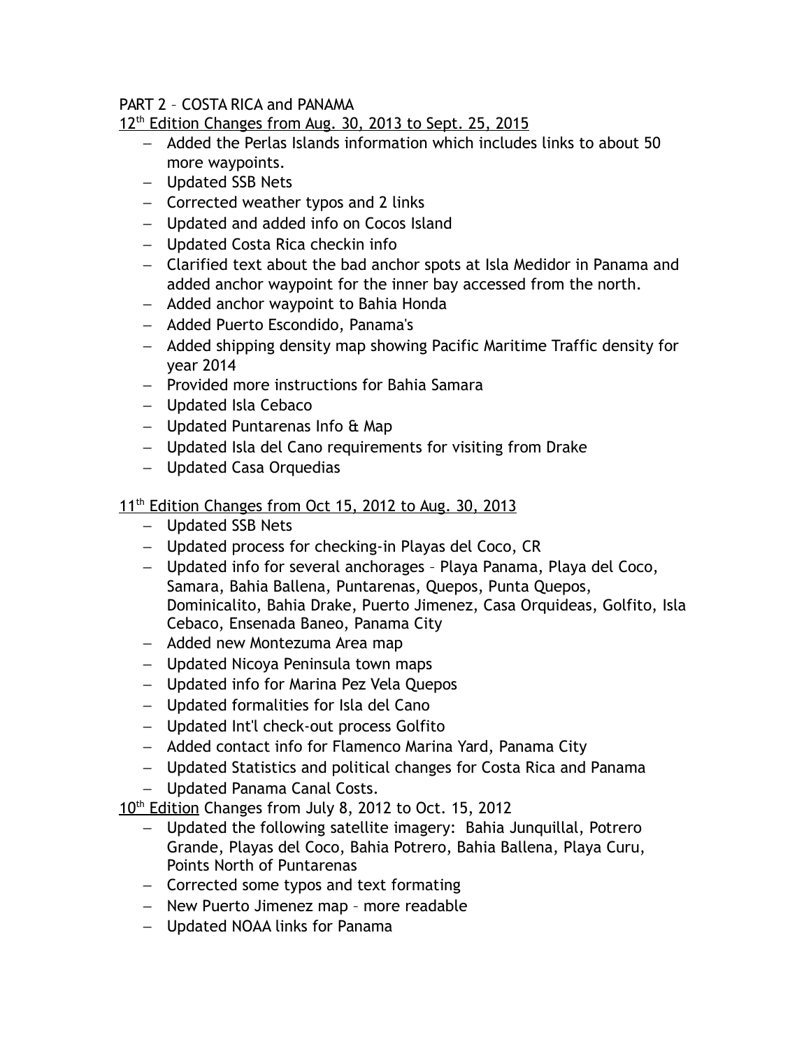PART 2 – COSTA RICA and PANAMA

12th Edition Changes from Aug. 30, 2013 to Sept. 25, 2015

- Added the Perlas Islands information which includes links to about 50 more waypoints.
- Updated SSB Nets
- Corrected weather typos and 2 links
- Updated and added info on Cocos Island
- Updated Costa Rica checkin info
- Clarified text about the bad anchor spots at Isla Medidor in Panama and added anchor waypoint for the inner bay accessed from the north.
- Added anchor waypoint to Bahia Honda
- Added Puerto Escondido, Panama's
- Added shipping density map showing Pacific Maritime Traffic density for year 2014
- Provided more instructions for Bahia Samara
- Updated Isla Cebaco
- Updated Puntarenas Info & Map
- Updated Isla del Cano requirements for visiting from Drake
- Updated Casa Orquedias

11th Edition Changes from Oct 15, 2012 to Aug. 30, 2013

- Updated SSB Nets
- Updated process for checking-in Playas del Coco, CR
- Updated info for several anchorages – Playa Panama, Playa del Coco, Samara, Bahia Ballena, Puntarenas, Quepos, Punta Quepos, Dominicalito, Bahia Drake, Puerto Jimenez, Casa Orquideas, Golfito, Isla Cebaco, Ensenada Baneo, Panama City
- Added new Montezuma Area map
- Updated Nicoya Peninsula town maps
- Updated info for Marina Pez Vela Quepos
- Updated formalities for Isla del Cano
- Updated Int'l check-out process Golfito
- Added contact info for Flamenco Marina Yard, Panama City
- Updated Statistics and political changes for Costa Rica and Panama
- Updated Panama Canal Costs.

10th Edition Changes from July 8, 2012 to Oct. 15, 2012

- Updated the following satellite imagery: Bahia Junquillal, Potrero Grande, Playas del Coco, Bahia Potrero, Bahia Ballena, Playa Curu, Points North of Puntarenas
- Corrected some typos and text formating
- New Puerto Jimenez map – more readable
- Updated NOAA links for Panama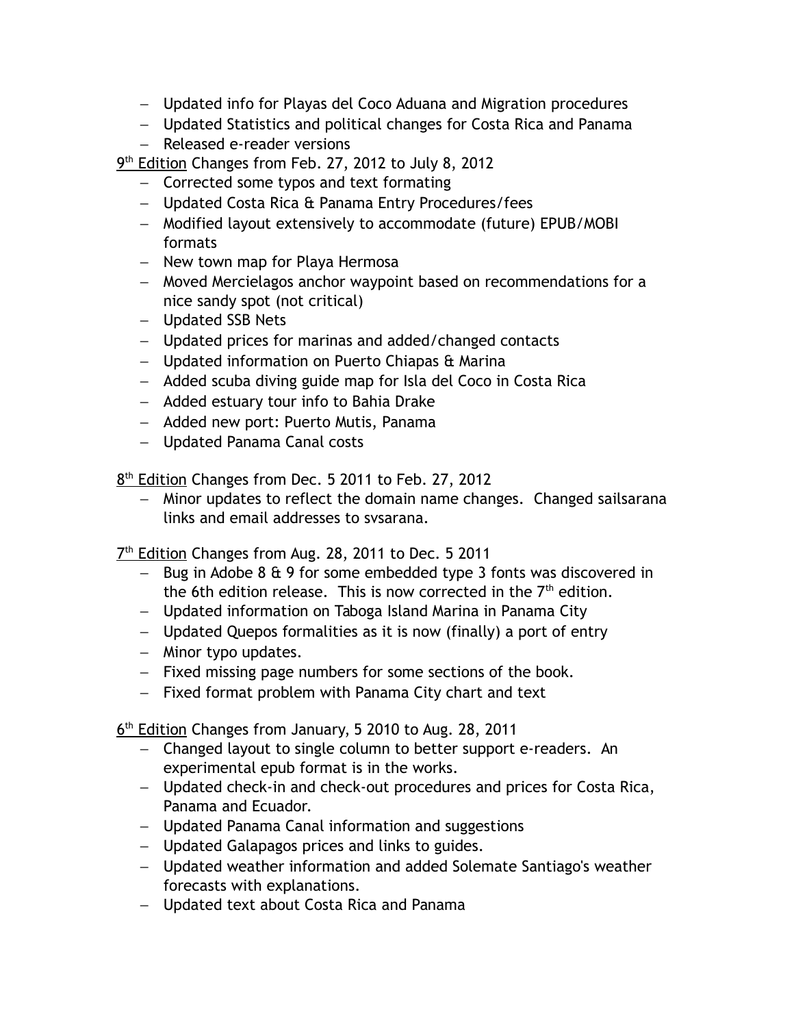- Updated info for Playas del Coco Aduana and Migration procedures
- Updated Statistics and political changes for Costa Rica and Panama
- Released e-reader versions

9th Edition Changes from Feb. 27, 2012 to July 8, 2012

- Corrected some typos and text formating
- Updated Costa Rica & Panama Entry Procedures/fees
- Modified layout extensively to accommodate (future) EPUB/MOBI formats
- New town map for Playa Hermosa
- Moved Mercielagos anchor waypoint based on recommendations for a nice sandy spot (not critical)
- Updated SSB Nets
- Updated prices for marinas and added/changed contacts
- Updated information on Puerto Chiapas & Marina
- Added scuba diving guide map for Isla del Coco in Costa Rica
- Added estuary tour info to Bahia Drake
- Added new port: Puerto Mutis, Panama
- Updated Panama Canal costs

8th Edition Changes from Dec. 5 2011 to Feb. 27, 2012

- Minor updates to reflect the domain name changes. Changed sailsarana links and email addresses to svsarana.

7th Edition Changes from Aug. 28, 2011 to Dec. 5 2011

- Bug in Adobe 8 & 9 for some embedded type 3 fonts was discovered in the 6th edition release. This is now corrected in the 7th edition.
- Updated information on Taboga Island Marina in Panama City
- Updated Quepos formalities as it is now (finally) a port of entry
- Minor typo updates.
- Fixed missing page numbers for some sections of the book.
- Fixed format problem with Panama City chart and text

6th Edition Changes from January, 5 2010 to Aug. 28, 2011

- Changed layout to single column to better support e-readers. An experimental epub format is in the works.
- Updated check-in and check-out procedures and prices for Costa Rica, Panama and Ecuador.
- Updated Panama Canal information and suggestions
- Updated Galapagos prices and links to guides.
- Updated weather information and added Solemate Santiago's weather forecasts with explanations.
- Updated text about Costa Rica and Panama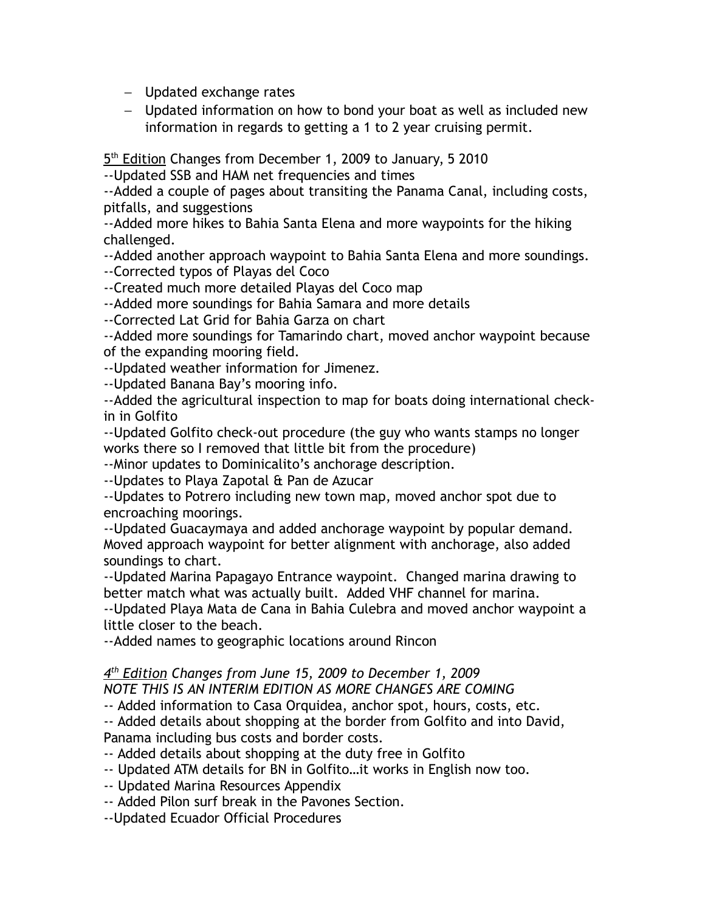- Updated exchange rates
- Updated information on how to bond your boat as well as included new information in regards to getting a 1 to 2 year cruising permit.

5th Edition Changes from December 1, 2009 to January, 5 2010

--Updated SSB and HAM net frequencies and times

--Added a couple of pages about transiting the Panama Canal, including costs, pitfalls, and suggestions

--Added more hikes to Bahia Santa Elena and more waypoints for the hiking challenged.

--Added another approach waypoint to Bahia Santa Elena and more soundings.

--Corrected typos of Playas del Coco

--Created much more detailed Playas del Coco map

--Added more soundings for Bahia Samara and more details

--Corrected Lat Grid for Bahia Garza on chart

--Added more soundings for Tamarindo chart, moved anchor waypoint because of the expanding mooring field.

--Updated weather information for Jimenez.

--Updated Banana Bay's mooring info.

--Added the agricultural inspection to map for boats doing international check-in in Golfito

--Updated Golfito check-out procedure (the guy who wants stamps no longer works there so I removed that little bit from the procedure)

--Minor updates to Dominicalito's anchorage description.

--Updates to Playa Zapotal & Pan de Azucar

--Updates to Potrero including new town map, moved anchor spot due to encroaching moorings.

--Updated Guacaymaya and added anchorage waypoint by popular demand. Moved approach waypoint for better alignment with anchorage, also added soundings to chart.

--Updated Marina Papagayo Entrance waypoint. Changed marina drawing to better match what was actually built. Added VHF channel for marina.

--Updated Playa Mata de Cana in Bahia Culebra and moved anchor waypoint a little closer to the beach.

--Added names to geographic locations around Rincon

*4th Edition Changes from June 15, 2009 to December 1, 2009*

*NOTE THIS IS AN INTERIM EDITION AS MORE CHANGES ARE COMING*

-- Added information to Casa Orquidea, anchor spot, hours, costs, etc.

-- Added details about shopping at the border from Golfito and into David, Panama including bus costs and border costs.

-- Added details about shopping at the duty free in Golfito

-- Updated ATM details for BN in Golfito…it works in English now too.

-- Updated Marina Resources Appendix

-- Added Pilon surf break in the Pavones Section.

--Updated Ecuador Official Procedures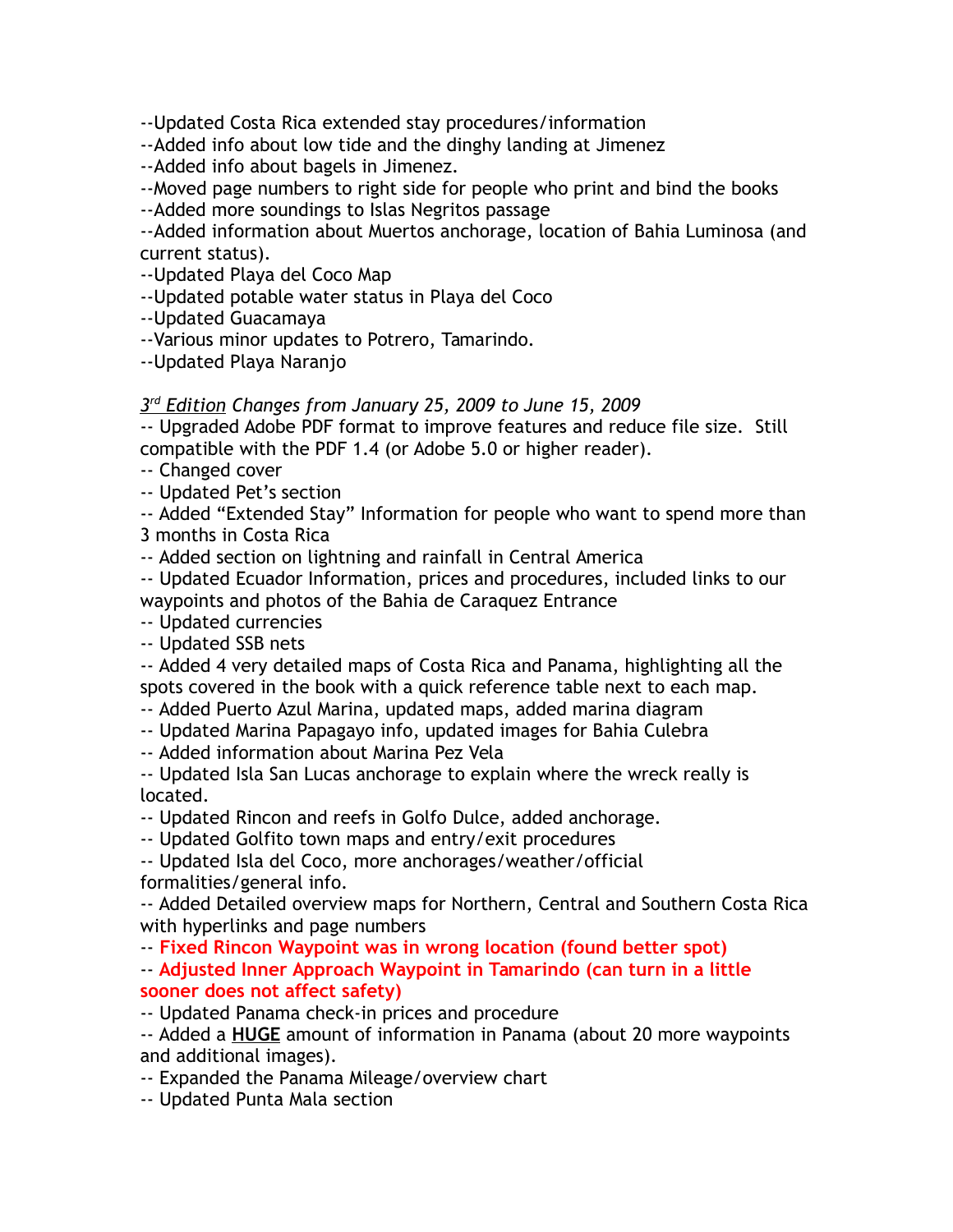--Updated Costa Rica extended stay procedures/information
--Added info about low tide and the dinghy landing at Jimenez
--Added info about bagels in Jimenez.
--Moved page numbers to right side for people who print and bind the books
--Added more soundings to Islas Negritos passage
--Added information about Muertos anchorage, location of Bahia Luminosa (and current status).
--Updated Playa del Coco Map
--Updated potable water status in Playa del Coco
--Updated Guacamaya
--Various minor updates to Potrero, Tamarindo.
--Updated Playa Naranjo

*3rd Edition Changes from January 25, 2009 to June 15, 2009*

-- Upgraded Adobe PDF format to improve features and reduce file size. Still compatible with the PDF 1.4 (or Adobe 5.0 or higher reader).
-- Changed cover
-- Updated Pet's section
-- Added "Extended Stay" Information for people who want to spend more than 3 months in Costa Rica
-- Added section on lightning and rainfall in Central America
-- Updated Ecuador Information, prices and procedures, included links to our waypoints and photos of the Bahia de Caraquez Entrance
-- Updated currencies
-- Updated SSB nets
-- Added 4 very detailed maps of Costa Rica and Panama, highlighting all the spots covered in the book with a quick reference table next to each map.
-- Added Puerto Azul Marina, updated maps, added marina diagram
-- Updated Marina Papagayo info, updated images for Bahia Culebra
-- Added information about Marina Pez Vela
-- Updated Isla San Lucas anchorage to explain where the wreck really is located.
-- Updated Rincon and reefs in Golfo Dulce, added anchorage.
-- Updated Golfito town maps and entry/exit procedures
-- Updated Isla del Coco, more anchorages/weather/official formalities/general info.
-- Added Detailed overview maps for Northern, Central and Southern Costa Rica with hyperlinks and page numbers
-- **Fixed Rincon Waypoint was in wrong location (found better spot)**
-- **Adjusted Inner Approach Waypoint in Tamarindo (can turn in a little sooner does not affect safety)**
-- Updated Panama check-in prices and procedure
-- Added a **HUGE** amount of information in Panama (about 20 more waypoints and additional images).
-- Expanded the Panama Mileage/overview chart
-- Updated Punta Mala section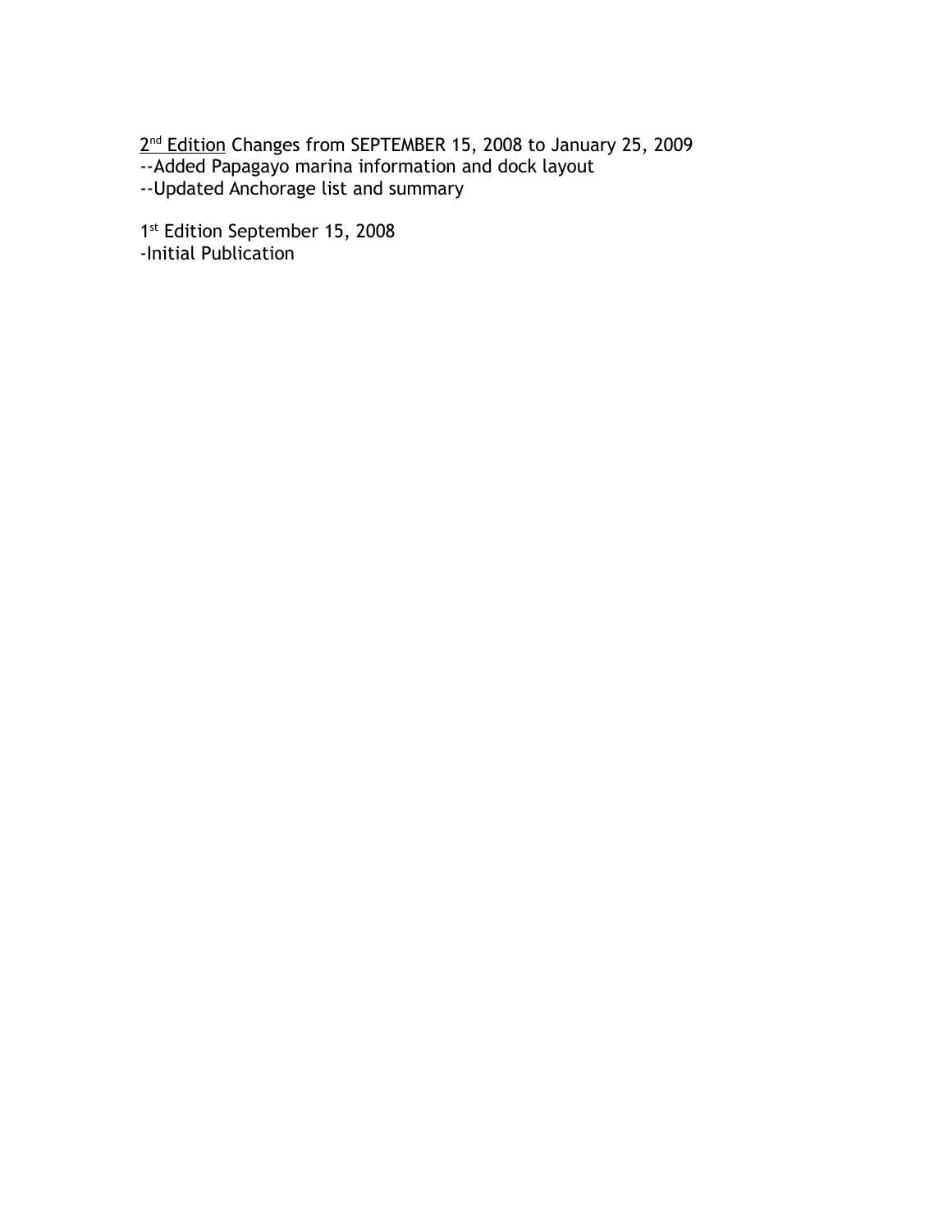2nd Edition Changes from SEPTEMBER 15, 2008 to January 25, 2009
--Added Papagayo marina information and dock layout
--Updated Anchorage list and summary

1st Edition September 15, 2008
-Initial Publication